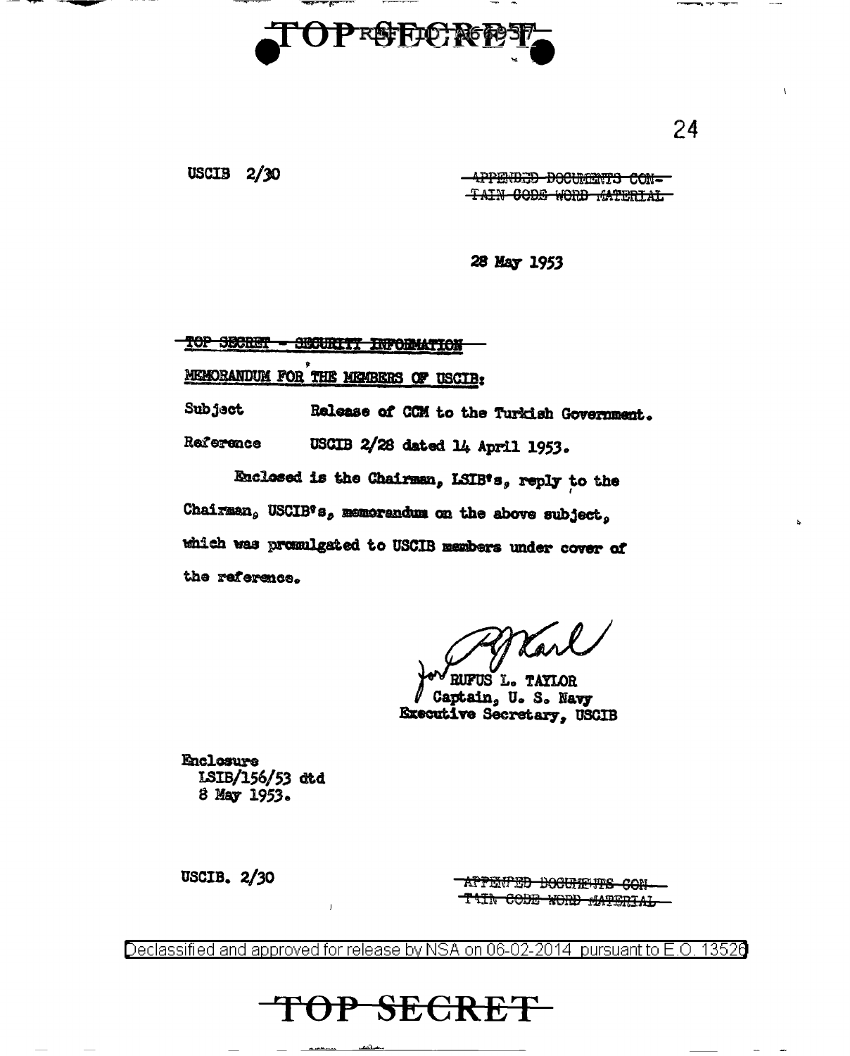TOP SECRET

USCIB 2/30

~~APPENDED DOCUMENTS CONTAIN CODE WORD MATERIAL~~

28 May 1953

~~TOP SECRET - SECURITY INFORMATION~~

MEMORANDUM FOR THE MEMBERS OF USCIB:

Subject Release of CCM to the Turkish Government.

Reference USCIB 2/28 dated 14 April 1953.

Enclosed is the Chairman, LSIB's, reply to the Chairman, USCIB's, memorandum on the above subject, which was promulgated to USCIB members under cover of the reference.

for RUFUS L. TAYLOR
Captain, U. S. Navy
Executive Secretary, USCIB

Enclosure
LSIB/156/53 dtd
8 May 1953.

USCIB. 2/30

~~APPENDED DOCUMENTS CONTAIN CODE WORD MATERIAL~~

Declassified and approved for release by NSA on 06-02-2014 pursuant to E.O. 13526

TOP SECRET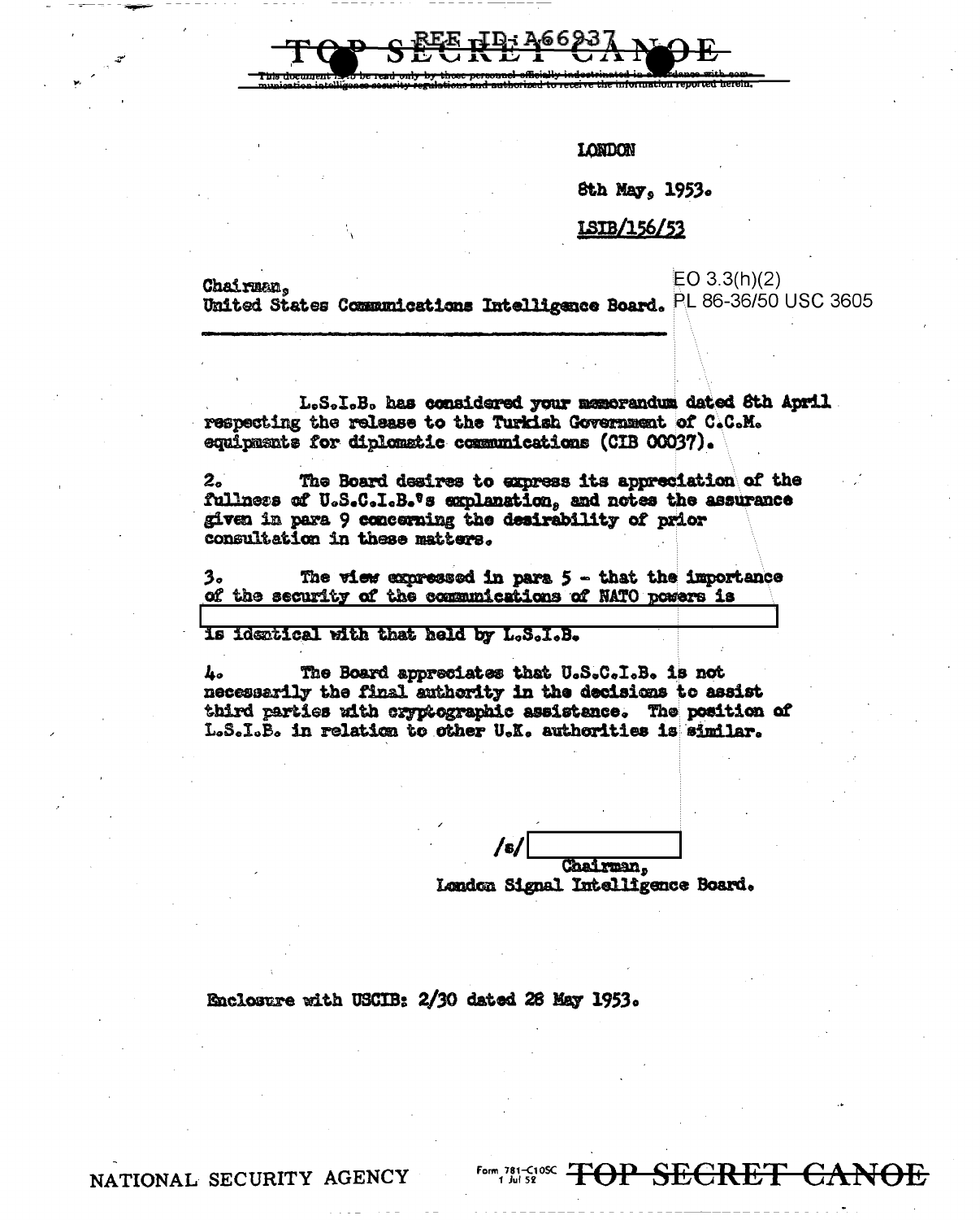LONDON

8th May, 1953.

LSIB/156/53

EO 3.3(h)(2)
PL 86-36/50 USC 3605

Chairman,
United States Communications Intelligence Board.

L.S.I.B. has considered your memorandum dated 8th April respecting the release to the Turkish Government of C.C.M. equipments for diplomatic communications (CIB 00037).

2. The Board desires to express its appreciation of the fullness of U.S.C.I.B.'s explanation, and notes the assurance given in para 9 concerning the desirability of prior consultation in these matters.

3. The view expressed in para 5 - that the importance of the security of the communications of NATO powers is [redacted] is identical with that held by L.S.I.B.

4. The Board appreciates that U.S.C.I.B. is not necessarily the final authority in the decisions to assist third parties with cryptographic assistance. The position of L.S.I.B. in relation to other U.K. authorities is similar.

/s/ [redacted]
Chairman,
London Signal Intelligence Board.

Enclosure with USCIB: 2/30 dated 28 May 1953.